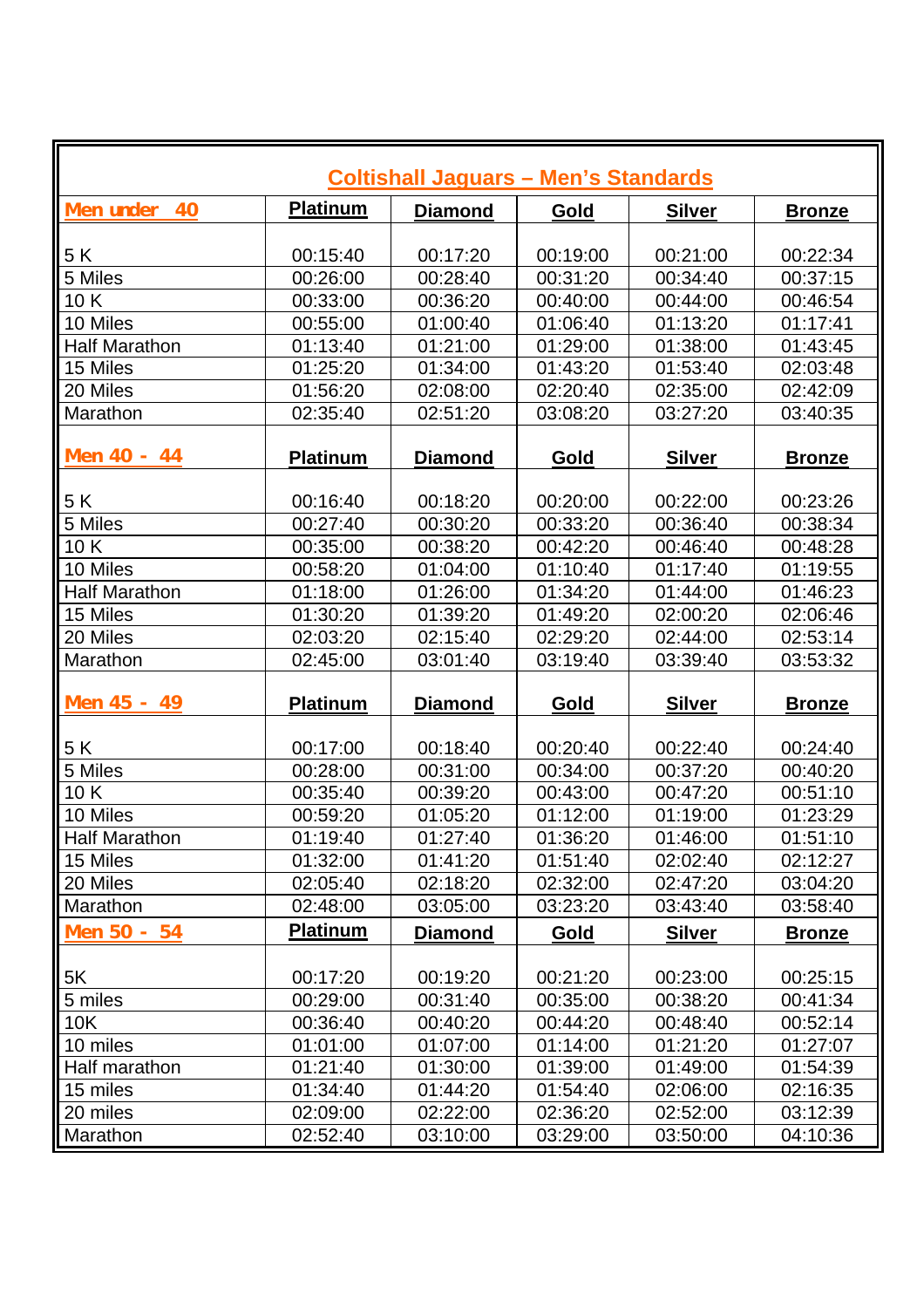# Coltishall Jaguars – Men's Standards

| Men under 40 | Platinum | Diamond | Gold | Silver | Bronze |
|---|---|---|---|---|---|
| 5 K | 00:15:40 | 00:17:20 | 00:19:00 | 00:21:00 | 00:22:34 |
| 5 Miles | 00:26:00 | 00:28:40 | 00:31:20 | 00:34:40 | 00:37:15 |
| 10 K | 00:33:00 | 00:36:20 | 00:40:00 | 00:44:00 | 00:46:54 |
| 10 Miles | 00:55:00 | 01:00:40 | 01:06:40 | 01:13:20 | 01:17:41 |
| Half Marathon | 01:13:40 | 01:21:00 | 01:29:00 | 01:38:00 | 01:43:45 |
| 15 Miles | 01:25:20 | 01:34:00 | 01:43:20 | 01:53:40 | 02:03:48 |
| 20 Miles | 01:56:20 | 02:08:00 | 02:20:40 | 02:35:00 | 02:42:09 |
| Marathon | 02:35:40 | 02:51:20 | 03:08:20 | 03:27:20 | 03:40:35 |
| **Men 40 - 44** | **Platinum** | **Diamond** | **Gold** | **Silver** | **Bronze** |
| 5 K | 00:16:40 | 00:18:20 | 00:20:00 | 00:22:00 | 00:23:26 |
| 5 Miles | 00:27:40 | 00:30:20 | 00:33:20 | 00:36:40 | 00:38:34 |
| 10 K | 00:35:00 | 00:38:20 | 00:42:20 | 00:46:40 | 00:48:28 |
| 10 Miles | 00:58:20 | 01:04:00 | 01:10:40 | 01:17:40 | 01:19:55 |
| Half Marathon | 01:18:00 | 01:26:00 | 01:34:20 | 01:44:00 | 01:46:23 |
| 15 Miles | 01:30:20 | 01:39:20 | 01:49:20 | 02:00:20 | 02:06:46 |
| 20 Miles | 02:03:20 | 02:15:40 | 02:29:20 | 02:44:00 | 02:53:14 |
| Marathon | 02:45:00 | 03:01:40 | 03:19:40 | 03:39:40 | 03:53:32 |
| **Men 45 - 49** | **Platinum** | **Diamond** | **Gold** | **Silver** | **Bronze** |
| 5 K | 00:17:00 | 00:18:40 | 00:20:40 | 00:22:40 | 00:24:40 |
| 5 Miles | 00:28:00 | 00:31:00 | 00:34:00 | 00:37:20 | 00:40:20 |
| 10 K | 00:35:40 | 00:39:20 | 00:43:00 | 00:47:20 | 00:51:10 |
| 10 Miles | 00:59:20 | 01:05:20 | 01:12:00 | 01:19:00 | 01:23:29 |
| Half Marathon | 01:19:40 | 01:27:40 | 01:36:20 | 01:46:00 | 01:51:10 |
| 15 Miles | 01:32:00 | 01:41:20 | 01:51:40 | 02:02:40 | 02:12:27 |
| 20 Miles | 02:05:40 | 02:18:20 | 02:32:00 | 02:47:20 | 03:04:20 |
| Marathon | 02:48:00 | 03:05:00 | 03:23:20 | 03:43:40 | 03:58:40 |
| **Men 50 - 54** | **Platinum** | **Diamond** | **Gold** | **Silver** | **Bronze** |
| 5K | 00:17:20 | 00:19:20 | 00:21:20 | 00:23:00 | 00:25:15 |
| 5 miles | 00:29:00 | 00:31:40 | 00:35:00 | 00:38:20 | 00:41:34 |
| 10K | 00:36:40 | 00:40:20 | 00:44:20 | 00:48:40 | 00:52:14 |
| 10 miles | 01:01:00 | 01:07:00 | 01:14:00 | 01:21:20 | 01:27:07 |
| Half marathon | 01:21:40 | 01:30:00 | 01:39:00 | 01:49:00 | 01:54:39 |
| 15 miles | 01:34:40 | 01:44:20 | 01:54:40 | 02:06:00 | 02:16:35 |
| 20 miles | 02:09:00 | 02:22:00 | 02:36:20 | 02:52:00 | 03:12:39 |
| Marathon | 02:52:40 | 03:10:00 | 03:29:00 | 03:50:00 | 04:10:36 |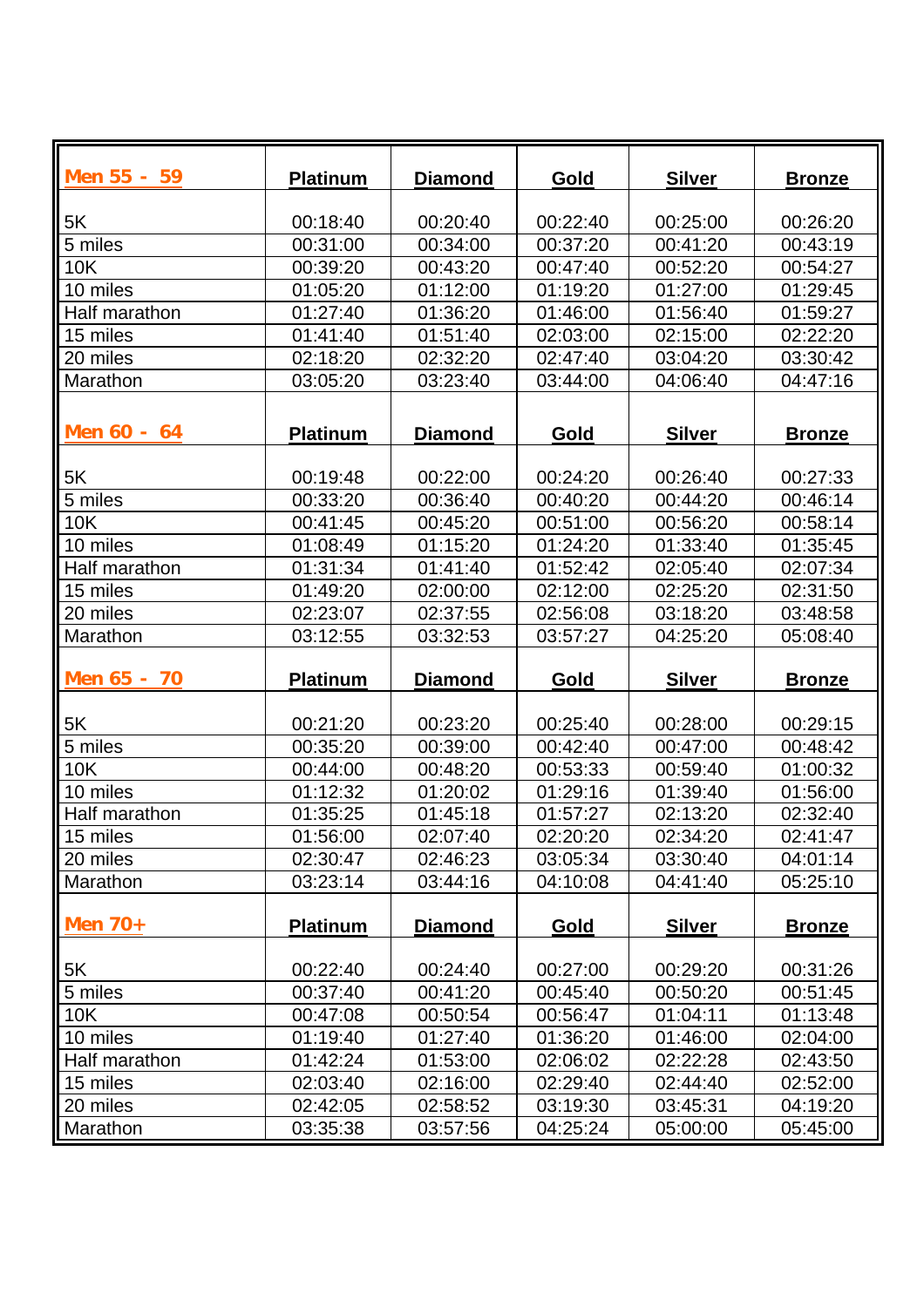| Men 55 - 59 | Platinum | Diamond | Gold | Silver | Bronze |
|---|---|---|---|---|---|
| 5K | 00:18:40 | 00:20:40 | 00:22:40 | 00:25:00 | 00:26:20 |
| 5 miles | 00:31:00 | 00:34:00 | 00:37:20 | 00:41:20 | 00:43:19 |
| 10K | 00:39:20 | 00:43:20 | 00:47:40 | 00:52:20 | 00:54:27 |
| 10 miles | 01:05:20 | 01:12:00 | 01:19:20 | 01:27:00 | 01:29:45 |
| Half marathon | 01:27:40 | 01:36:20 | 01:46:00 | 01:56:40 | 01:59:27 |
| 15 miles | 01:41:40 | 01:51:40 | 02:03:00 | 02:15:00 | 02:22:20 |
| 20 miles | 02:18:20 | 02:32:20 | 02:47:40 | 03:04:20 | 03:30:42 |
| Marathon | 03:05:20 | 03:23:40 | 03:44:00 | 04:06:40 | 04:47:16 |
| **Men 60 - 64** | **Platinum** | **Diamond** | **Gold** | **Silver** | **Bronze** |
| 5K | 00:19:48 | 00:22:00 | 00:24:20 | 00:26:40 | 00:27:33 |
| 5 miles | 00:33:20 | 00:36:40 | 00:40:20 | 00:44:20 | 00:46:14 |
| 10K | 00:41:45 | 00:45:20 | 00:51:00 | 00:56:20 | 00:58:14 |
| 10 miles | 01:08:49 | 01:15:20 | 01:24:20 | 01:33:40 | 01:35:45 |
| Half marathon | 01:31:34 | 01:41:40 | 01:52:42 | 02:05:40 | 02:07:34 |
| 15 miles | 01:49:20 | 02:00:00 | 02:12:00 | 02:25:20 | 02:31:50 |
| 20 miles | 02:23:07 | 02:37:55 | 02:56:08 | 03:18:20 | 03:48:58 |
| Marathon | 03:12:55 | 03:32:53 | 03:57:27 | 04:25:20 | 05:08:40 |
| **Men 65 - 70** | **Platinum** | **Diamond** | **Gold** | **Silver** | **Bronze** |
| 5K | 00:21:20 | 00:23:20 | 00:25:40 | 00:28:00 | 00:29:15 |
| 5 miles | 00:35:20 | 00:39:00 | 00:42:40 | 00:47:00 | 00:48:42 |
| 10K | 00:44:00 | 00:48:20 | 00:53:33 | 00:59:40 | 01:00:32 |
| 10 miles | 01:12:32 | 01:20:02 | 01:29:16 | 01:39:40 | 01:56:00 |
| Half marathon | 01:35:25 | 01:45:18 | 01:57:27 | 02:13:20 | 02:32:40 |
| 15 miles | 01:56:00 | 02:07:40 | 02:20:20 | 02:34:20 | 02:41:47 |
| 20 miles | 02:30:47 | 02:46:23 | 03:05:34 | 03:30:40 | 04:01:14 |
| Marathon | 03:23:14 | 03:44:16 | 04:10:08 | 04:41:40 | 05:25:10 |
| **Men 70+** | **Platinum** | **Diamond** | **Gold** | **Silver** | **Bronze** |
| 5K | 00:22:40 | 00:24:40 | 00:27:00 | 00:29:20 | 00:31:26 |
| 5 miles | 00:37:40 | 00:41:20 | 00:45:40 | 00:50:20 | 00:51:45 |
| 10K | 00:47:08 | 00:50:54 | 00:56:47 | 01:04:11 | 01:13:48 |
| 10 miles | 01:19:40 | 01:27:40 | 01:36:20 | 01:46:00 | 02:04:00 |
| Half marathon | 01:42:24 | 01:53:00 | 02:06:02 | 02:22:28 | 02:43:50 |
| 15 miles | 02:03:40 | 02:16:00 | 02:29:40 | 02:44:40 | 02:52:00 |
| 20 miles | 02:42:05 | 02:58:52 | 03:19:30 | 03:45:31 | 04:19:20 |
| Marathon | 03:35:38 | 03:57:56 | 04:25:24 | 05:00:00 | 05:45:00 |